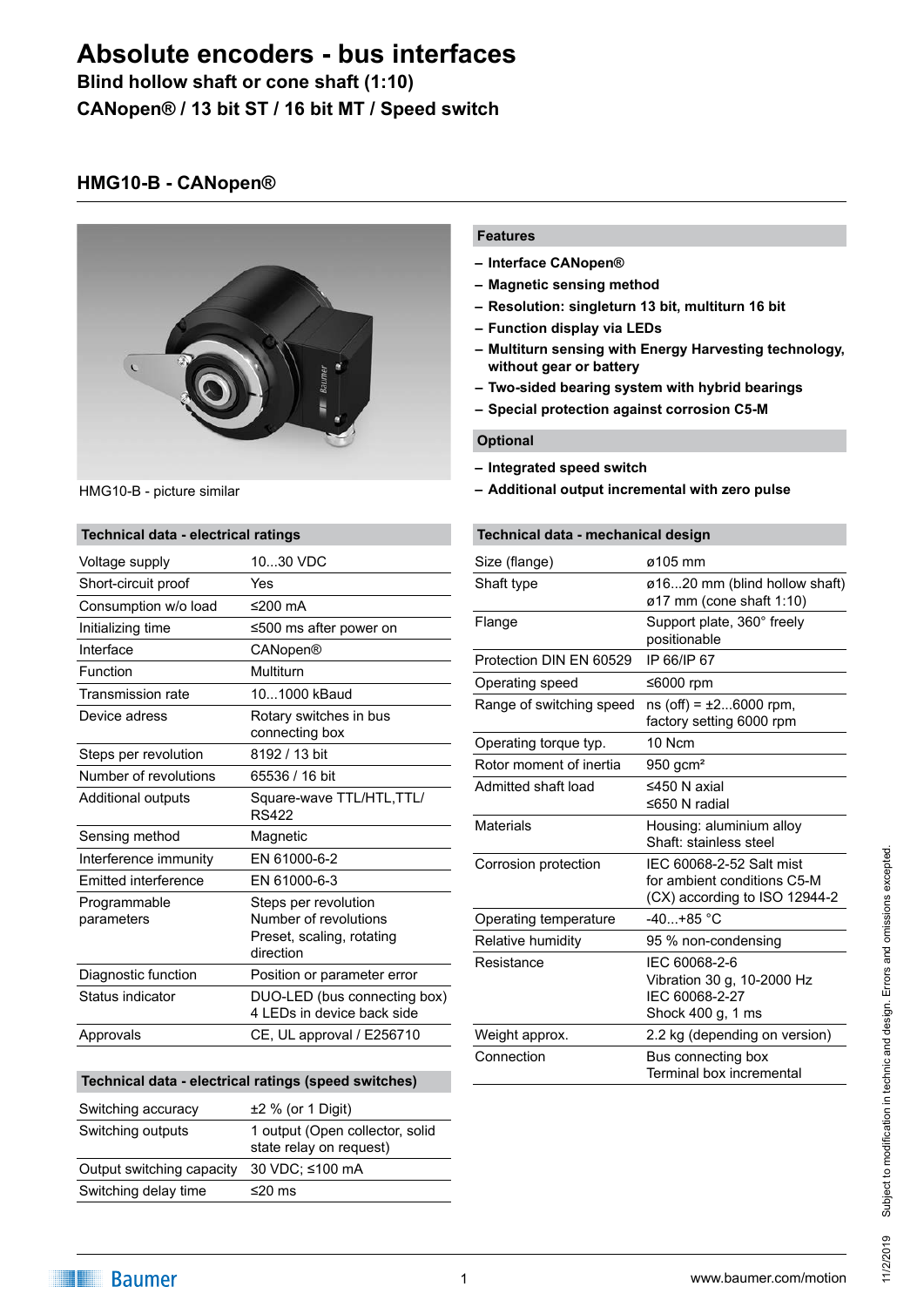# Absolute encoders - bus interfaces

**Blind hollow shaft or cone shaft (1:10)**

**CANopen® / 13 bit ST / 16 bit MT / Speed switch**

## HMG10-B - CANopen®

HMG10-B - picture similar

### Features

- Interface CANopen®
- Magnetic sensing method
- Resolution: singleturn 13 bit, multiturn 16 bit
- Function display via LEDs
- Multiturn sensing with Energy Harvesting technology, without gear or battery
- Two-sided bearing system with hybrid bearings
- Special protection against corrosion C5-M

### Optional

- Integrated speed switch
- Additional output incremental with zero pulse

### Technical data - electrical ratings

| | |
|---|---|
| Voltage supply | 10...30 VDC |
| Short-circuit proof | Yes |
| Consumption w/o load | ≤200 mA |
| Initializing time | ≤500 ms after power on |
| Interface | CANopen® |
| Function | Multiturn |
| Transmission rate | 10...1000 kBaud |
| Device adress | Rotary switches in bus connecting box |
| Steps per revolution | 8192 / 13 bit |
| Number of revolutions | 65536 / 16 bit |
| Additional outputs | Square-wave TTL/HTL,TTL/ RS422 |
| Sensing method | Magnetic |
| Interference immunity | EN 61000-6-2 |
| Emitted interference | EN 61000-6-3 |
| Programmable parameters | Steps per revolution<br>Number of revolutions<br>Preset, scaling, rotating direction |
| Diagnostic function | Position or parameter error |
| Status indicator | DUO-LED (bus connecting box)<br>4 LEDs in device back side |
| Approvals | CE, UL approval / E256710 |

### Technical data - electrical ratings (speed switches)

| | |
|---|---|
| Switching accuracy | ±2 % (or 1 Digit) |
| Switching outputs | 1 output (Open collector, solid state relay on request) |
| Output switching capacity | 30 VDC; ≤100 mA |
| Switching delay time | ≤20 ms |

### Technical data - mechanical design

| | |
|---|---|
| Size (flange) | ø105 mm |
| Shaft type | ø16...20 mm (blind hollow shaft)<br>ø17 mm (cone shaft 1:10) |
| Flange | Support plate, 360° freely positionable |
| Protection DIN EN 60529 | IP 66/IP 67 |
| Operating speed | ≤6000 rpm |
| Range of switching speed | ns (off) = ±2...6000 rpm, factory setting 6000 rpm |
| Operating torque typ. | 10 Ncm |
| Rotor moment of inertia | 950 gcm² |
| Admitted shaft load | ≤450 N axial<br>≤650 N radial |
| Materials | Housing: aluminium alloy<br>Shaft: stainless steel |
| Corrosion protection | IEC 60068-2-52 Salt mist for ambient conditions C5-M (CX) according to ISO 12944-2 |
| Operating temperature | -40...+85 °C |
| Relative humidity | 95 % non-condensing |
| Resistance | IEC 60068-2-6<br>Vibration 30 g, 10-2000 Hz<br>IEC 60068-2-27<br>Shock 400 g, 1 ms |
| Weight approx. | 2.2 kg (depending on version) |
| Connection | Bus connecting box<br>Terminal box incremental |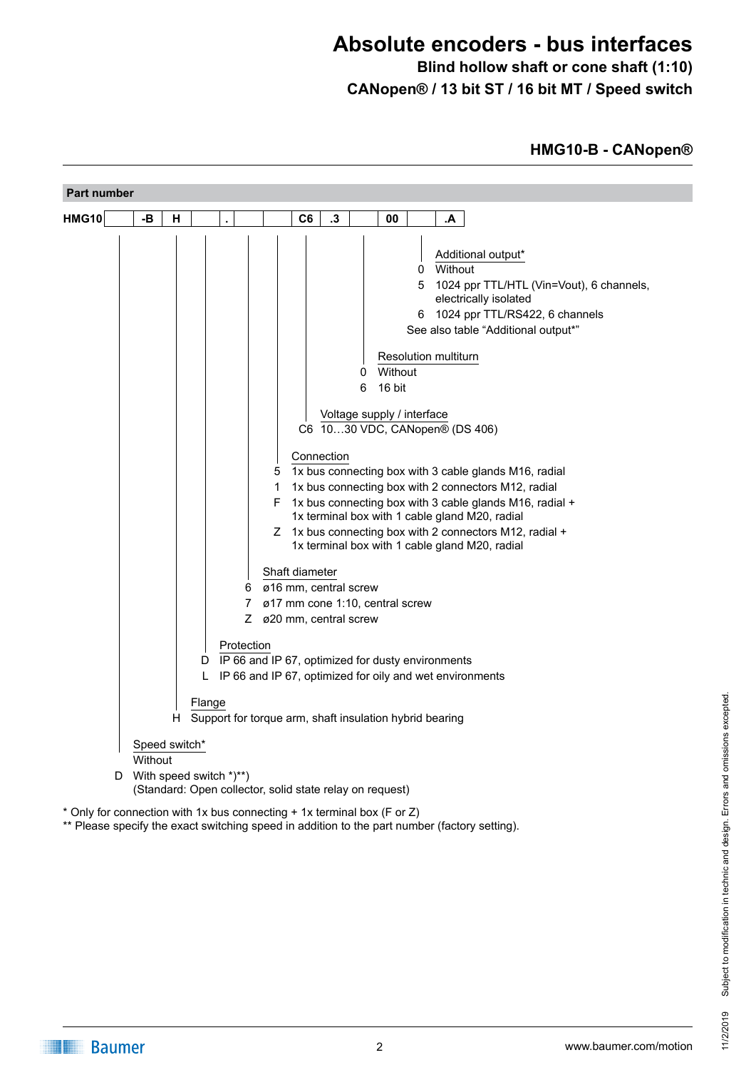# Absolute encoders - bus interfaces

**Blind hollow shaft or cone shaft (1:10)**

**CANopen® / 13 bit ST / 16 bit MT / Speed switch**

## HMG10-B - CANopen®

### Part number

| HMG10 | | -B | H | | . | | | C6 | .3 | | 00 | | .A |
|---|---|---|---|---|---|---|---|---|---|---|---|---|---|

**Additional output***
- 0 Without
- 5 1024 ppr TTL/HTL (Vin=Vout), 6 channels, electrically isolated
- 6 1024 ppr TTL/RS422, 6 channels

See also table “Additional output*”

**Resolution multiturn**
- 0 Without
- 6 16 bit

**Voltage supply / interface**
- C6 10…30 VDC, CANopen® (DS 406)

**Connection**
- 5 1x bus connecting box with 3 cable glands M16, radial
- 1 1x bus connecting box with 2 connectors M12, radial
- F 1x bus connecting box with 3 cable glands M16, radial + 1x terminal box with 1 cable gland M20, radial
- Z 1x bus connecting box with 2 connectors M12, radial + 1x terminal box with 1 cable gland M20, radial

**Shaft diameter**
- 6 ø16 mm, central screw
- 7 ø17 mm cone 1:10, central screw
- Z ø20 mm, central screw

**Protection**
- D IP 66 and IP 67, optimized for dusty environments
- L IP 66 and IP 67, optimized for oily and wet environments

**Flange**
- H Support for torque arm, shaft insulation hybrid bearing

**Speed switch***
- Without
- D With speed switch *)**) (Standard: Open collector, solid state relay on request)

* Only for connection with 1x bus connecting + 1x terminal box (F or Z)
** Please specify the exact switching speed in addition to the part number (factory setting).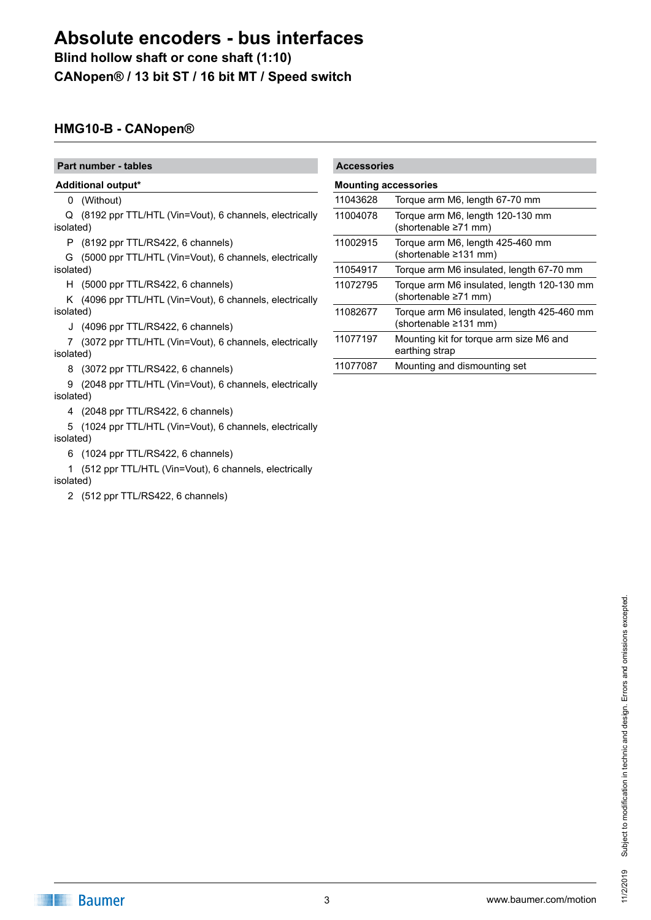# Absolute encoders - bus interfaces

**Blind hollow shaft or cone shaft (1:10)**

**CANopen® / 13 bit ST / 16 bit MT / Speed switch**

## HMG10-B - CANopen®

### Part number - tables

**Additional output***

| Code | Description |
|---|---|
| 0 | (Without) |
| Q | (8192 ppr TTL/HTL (Vin=Vout), 6 channels, electrically isolated) |
| P | (8192 ppr TTL/RS422, 6 channels) |
| G | (5000 ppr TTL/HTL (Vin=Vout), 6 channels, electrically isolated) |
| H | (5000 ppr TTL/RS422, 6 channels) |
| K | (4096 ppr TTL/HTL (Vin=Vout), 6 channels, electrically isolated) |
| J | (4096 ppr TTL/RS422, 6 channels) |
| 7 | (3072 ppr TTL/HTL (Vin=Vout), 6 channels, electrically isolated) |
| 8 | (3072 ppr TTL/RS422, 6 channels) |
| 9 | (2048 ppr TTL/HTL (Vin=Vout), 6 channels, electrically isolated) |
| 4 | (2048 ppr TTL/RS422, 6 channels) |
| 5 | (1024 ppr TTL/HTL (Vin=Vout), 6 channels, electrically isolated) |
| 6 | (1024 ppr TTL/RS422, 6 channels) |
| 1 | (512 ppr TTL/HTL (Vin=Vout), 6 channels, electrically isolated) |
| 2 | (512 ppr TTL/RS422, 6 channels) |

### Accessories

**Mounting accessories**

| Part number | Description |
|---|---|
| 11043628 | Torque arm M6, length 67-70 mm |
| 11004078 | Torque arm M6, length 120-130 mm (shortenable ≥71 mm) |
| 11002915 | Torque arm M6, length 425-460 mm (shortenable ≥131 mm) |
| 11054917 | Torque arm M6 insulated, length 67-70 mm |
| 11072795 | Torque arm M6 insulated, length 120-130 mm (shortenable ≥71 mm) |
| 11082677 | Torque arm M6 insulated, length 425-460 mm (shortenable ≥131 mm) |
| 11077197 | Mounting kit for torque arm size M6 and earthing strap |
| 11077087 | Mounting and dismounting set |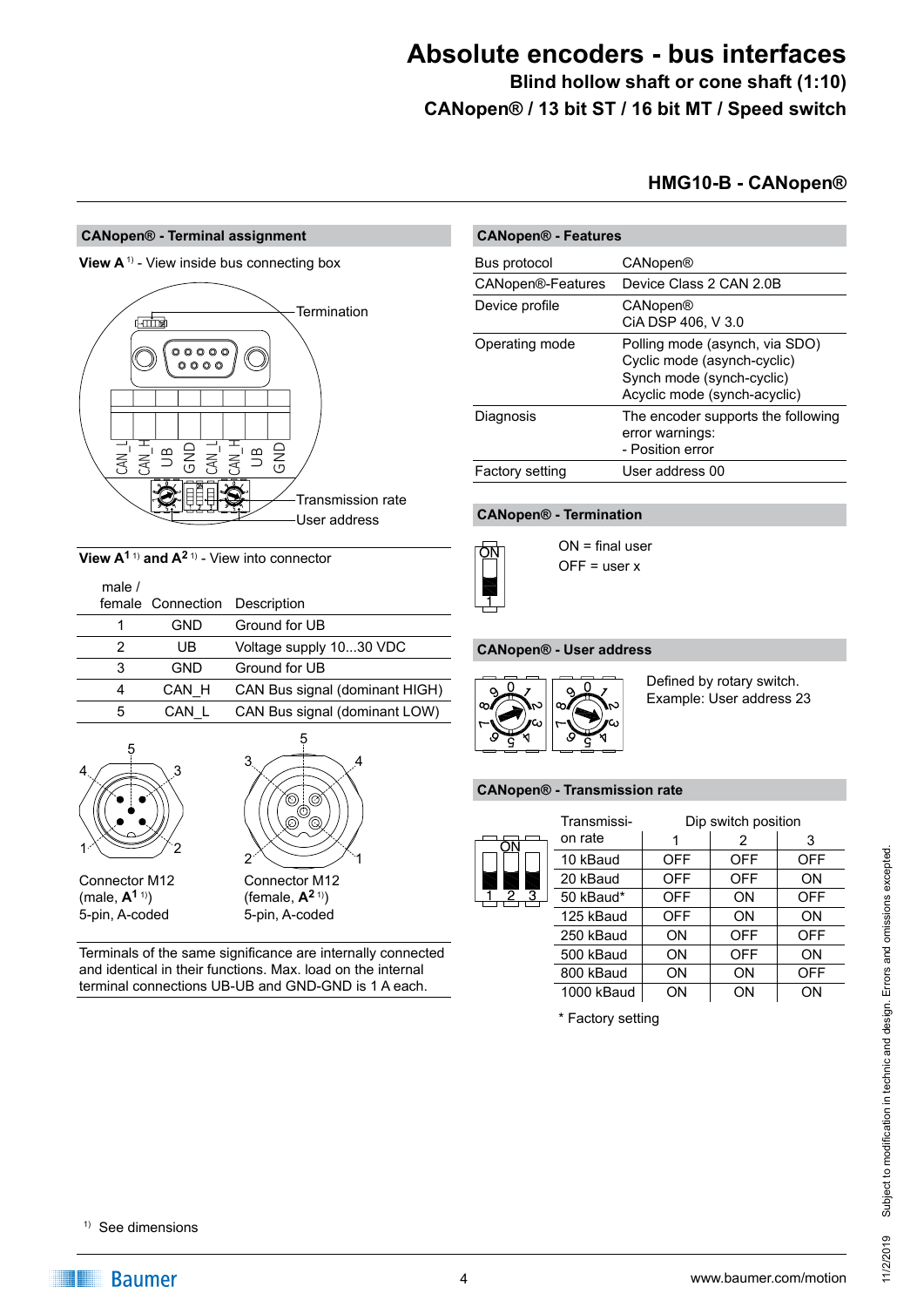# Absolute encoders - bus interfaces

**Blind hollow shaft or cone shaft (1:10)**

**CANopen® / 13 bit ST / 16 bit MT / Speed switch**

## HMG10-B - CANopen®

### CANopen® - Terminal assignment

**View A** [1] - View inside bus connecting box

Termination

CAN_L CAN_H UB GND CAN_L CAN_H UB GND

Transmission rate

User address

**View A1** [1] **and A2** [1] - View into connector

| male / female | Connection | Description |
|---|---|---|
| 1 | GND | Ground for UB |
| 2 | UB | Voltage supply 10...30 VDC |
| 3 | GND | Ground for UB |
| 4 | CAN_H | CAN Bus signal (dominant HIGH) |
| 5 | CAN_L | CAN Bus signal (dominant LOW) |

Connector M12 (male, **A1** [1]) 5-pin, A-coded

Connector M12 (female, **A2** [1]) 5-pin, A-coded

Terminals of the same significance are internally connected and identical in their functions. Max. load on the internal terminal connections UB-UB and GND-GND is 1 A each.

### CANopen® - Features

| | |
|---|---|
| Bus protocol | CANopen® |
| CANopen®-Features | Device Class 2 CAN 2.0B |
| Device profile | CANopen®<br>CiA DSP 406, V 3.0 |
| Operating mode | Polling mode (asynch, via SDO)<br>Cyclic mode (asynch-cyclic)<br>Synch mode (synch-cyclic)<br>Acyclic mode (synch-acyclic) |
| Diagnosis | The encoder supports the following error warnings:<br>- Position error |
| Factory setting | User address 00 |

### CANopen® - Termination

ON = final user

OFF = user x

### CANopen® - User address

Defined by rotary switch.

Example: User address 23

### CANopen® - Transmission rate

| Transmission rate | Dip switch position | | |
|---|---|---|---|
| | 1 | 2 | 3 |
| 10 kBaud | OFF | OFF | OFF |
| 20 kBaud | OFF | OFF | ON |
| 50 kBaud* | OFF | ON | OFF |
| 125 kBaud | OFF | ON | ON |
| 250 kBaud | ON | OFF | OFF |
| 500 kBaud | ON | OFF | ON |
| 800 kBaud | ON | ON | OFF |
| 1000 kBaud | ON | ON | ON |

\* Factory setting

[1] See dimensions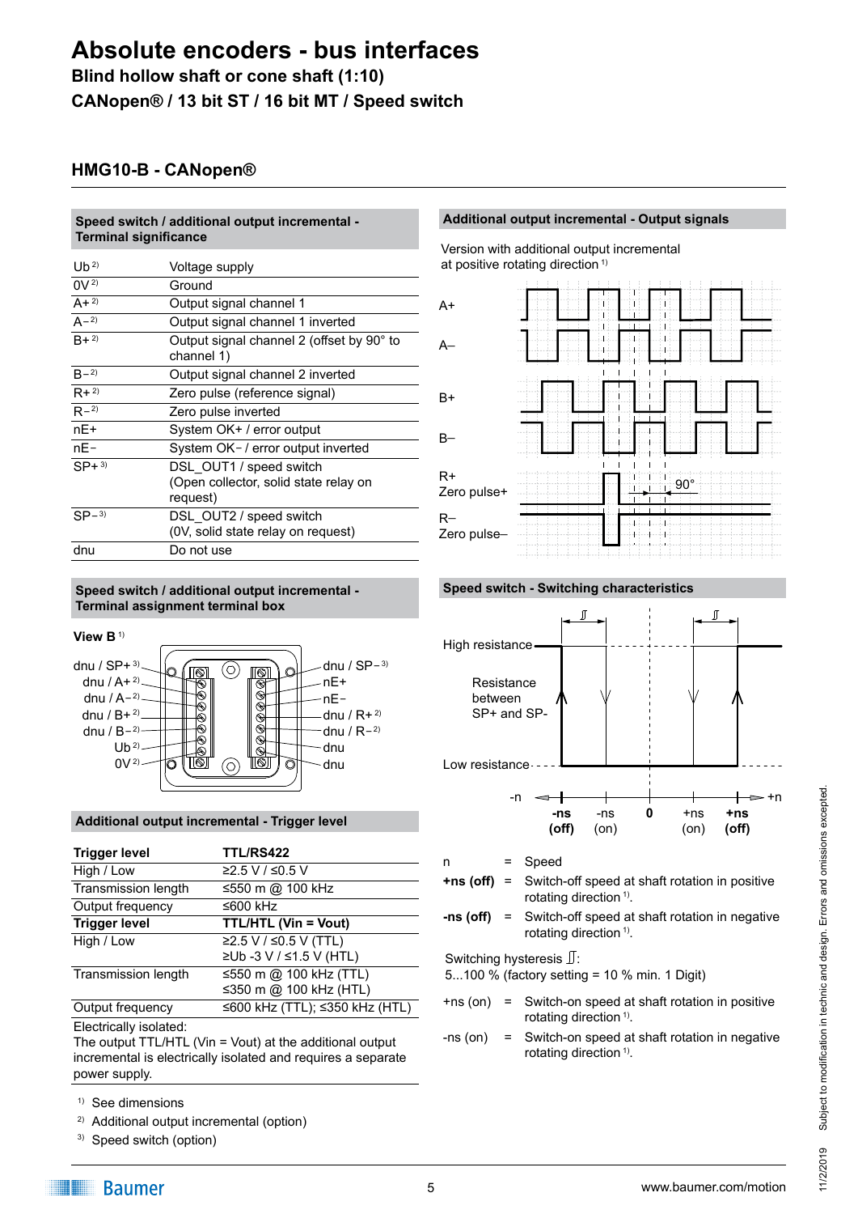# Absolute encoders - bus interfaces

**Blind hollow shaft or cone shaft (1:10)**

**CANopen® / 13 bit ST / 16 bit MT / Speed switch**

## HMG10-B - CANopen®

### Speed switch / additional output incremental - Terminal significance

| | |
|---|---|
| Ub [2] | Voltage supply |
| 0V [2] | Ground |
| A+ [2] | Output signal channel 1 |
| A– [2] | Output signal channel 1 inverted |
| B+ [2] | Output signal channel 2 (offset by 90° to channel 1) |
| B– [2] | Output signal channel 2 inverted |
| R+ [2] | Zero pulse (reference signal) |
| R– [2] | Zero pulse inverted |
| nE+ | System OK+ / error output |
| nE– | System OK– / error output inverted |
| SP+ [3] | DSL_OUT1 / speed switch (Open collector, solid state relay on request) |
| SP– [3] | DSL_OUT2 / speed switch (0V, solid state relay on request) |
| dnu | Do not use |

### Speed switch / additional output incremental - Terminal assignment terminal box

**View B** [1]

dnu / SP+ [3], dnu / A+ [2], dnu / A– [2], dnu / B+ [2], dnu / B– [2], Ub [2], 0V [2]

dnu / SP– [3], nE+, nE–, dnu / R+ [2], dnu / R– [2], dnu, dnu

### Additional output incremental - Trigger level

| **Trigger level** | **TTL/RS422** |
|---|---|
| High / Low | ≥2.5 V / ≤0.5 V |
| Transmission length | ≤550 m @ 100 kHz |
| Output frequency | ≤600 kHz |
| **Trigger level** | **TTL/HTL (Vin = Vout)** |
| High / Low | ≥2.5 V / ≤0.5 V (TTL) ≥Ub -3 V / ≤1.5 V (HTL) |
| Transmission length | ≤550 m @ 100 kHz (TTL) ≤350 m @ 100 kHz (HTL) |
| Output frequency | ≤600 kHz (TTL); ≤350 kHz (HTL) |

Electrically isolated:
The output TTL/HTL (Vin = Vout) at the additional output incremental is electrically isolated and requires a separate power supply.

[1] See dimensions
[2] Additional output incremental (option)
[3] Speed switch (option)

### Additional output incremental - Output signals

Version with additional output incremental at positive rotating direction [1]

A+, A–, B+, B–, R+ Zero pulse+, R– Zero pulse–, 90°

### Speed switch - Switching characteristics

High resistance, Resistance between SP+ and SP-, Low resistance

-n, -ns (off), -ns (on), 0, +ns (on), +ns (off), +n

| | | |
|---|---|---|
| n | = | Speed |
| **+ns (off)** | = | Switch-off speed at shaft rotation in positive rotating direction [1]. |
| **-ns (off)** | = | Switch-off speed at shaft rotation in negative rotating direction [1]. |

Switching hysteresis:
5...100 % (factory setting = 10 % min. 1 Digit)

| | | |
|---|---|---|
| +ns (on) | = | Switch-on speed at shaft rotation in positive rotating direction [1]. |
| -ns (on) | = | Switch-on speed at shaft rotation in negative rotating direction [1]. |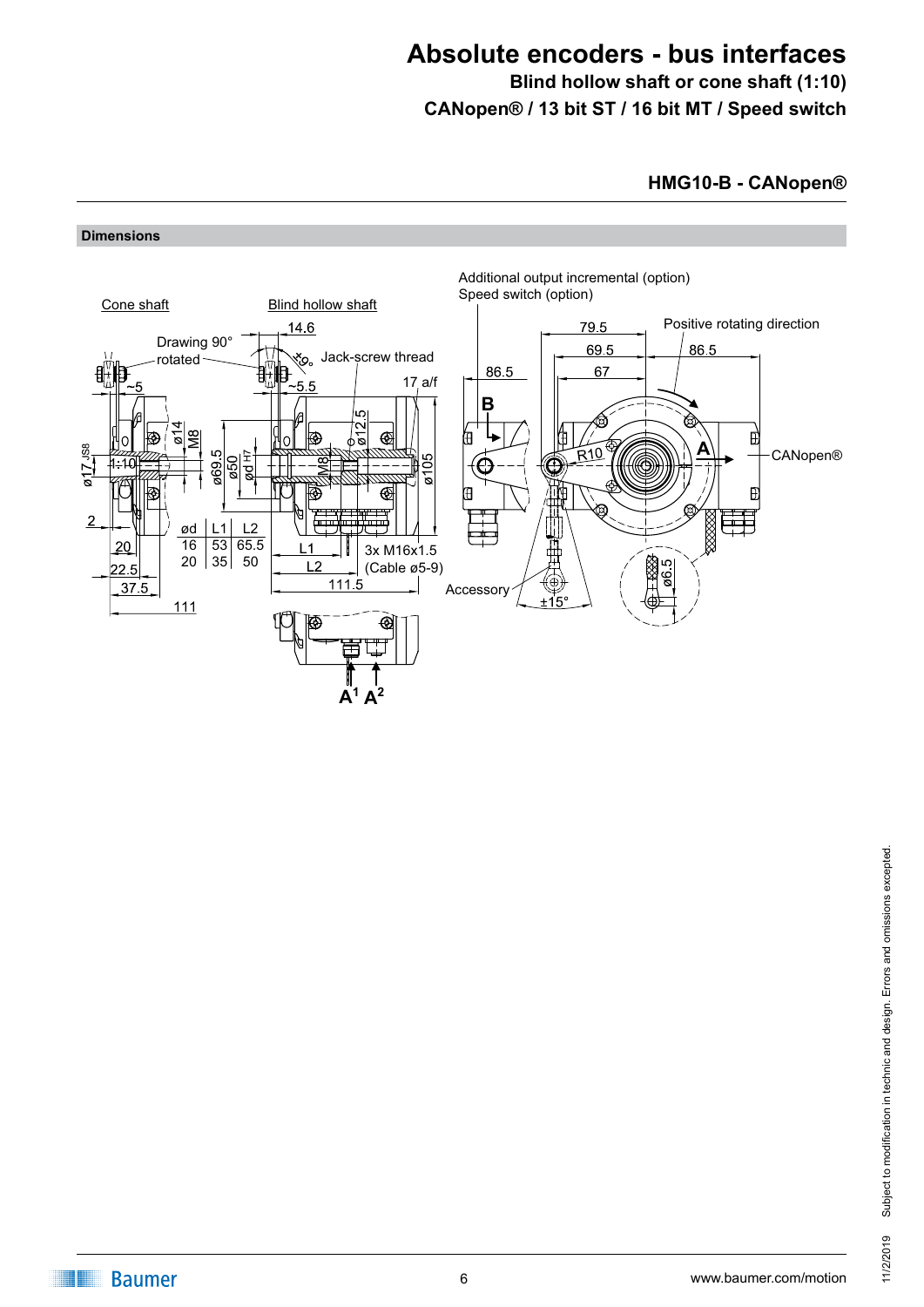# Absolute encoders - bus interfaces

**Blind hollow shaft or cone shaft (1:10)**

**CANopen® / 13 bit ST / 16 bit MT / Speed switch**

## HMG10-B - CANopen®

### Dimensions

Cone shaft

Blind hollow shaft

Drawing 90° rotated

14.6

±9°

Jack-screw thread

17 a/f

~5

~5.5

ø14

M8

ø12.5

ø17 JS8

1:10

ø69.5

ø50

ød H7

M8

ø105

2

20

22.5

37.5

111

| ød | L1 | L2 |
|---|---|---|
| 16 | 53 | 65.5 |
| 20 | 35 | 50 |

L1

L2

111.5

3x M16x1.5 (Cable ø5-9)

A1 A2

Additional output incremental (option)

Speed switch (option)

79.5

69.5

67

86.5

86.5

Positive rotating direction

B

A

R10

CANopen®

Accessory

±15°

ø6.5